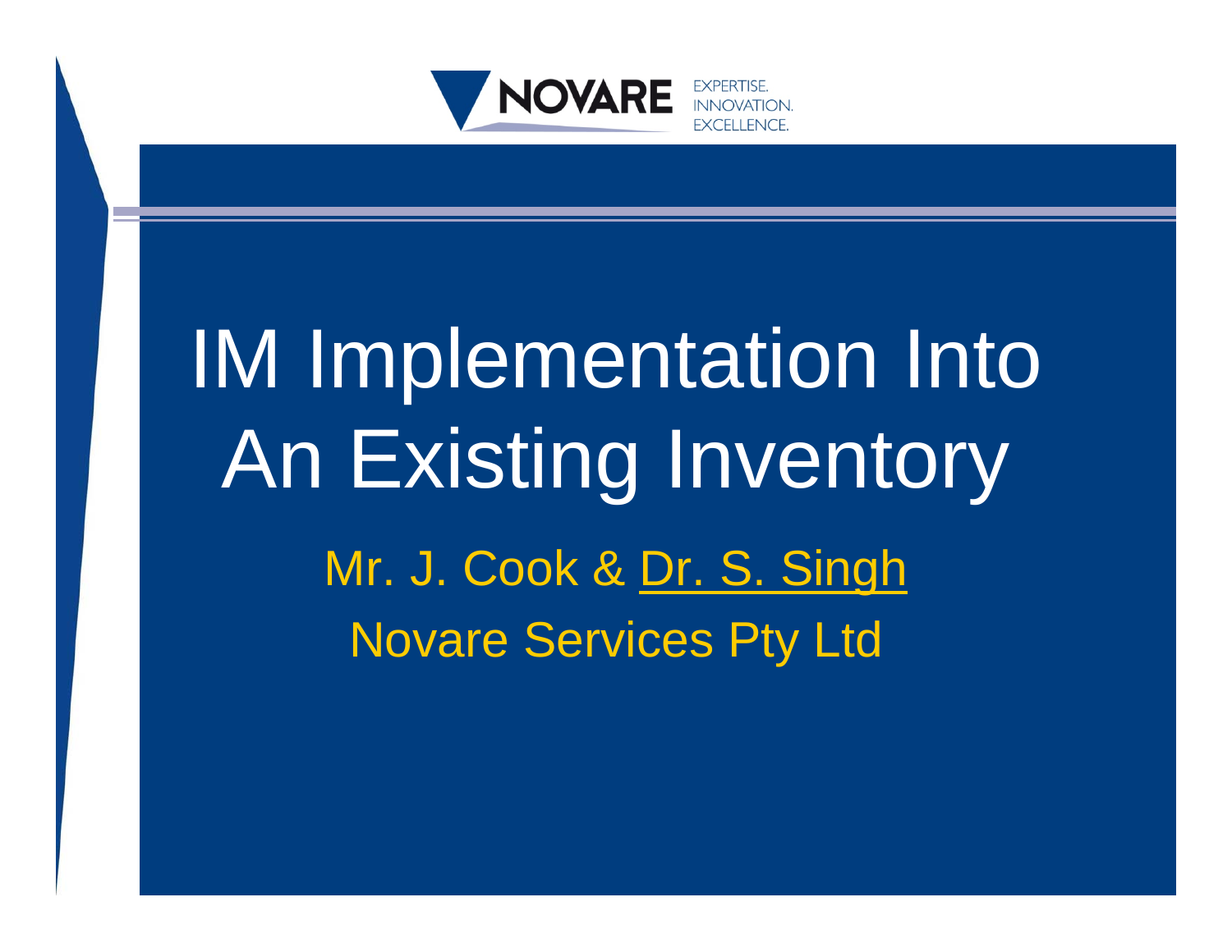NOVARE — EXPERTISE. INNOVATION. EXCELLENCE.

# IM Implementation Into An Existing Inventory

Mr. J. Cook & Dr. S. Singh

Novare Services Pty Ltd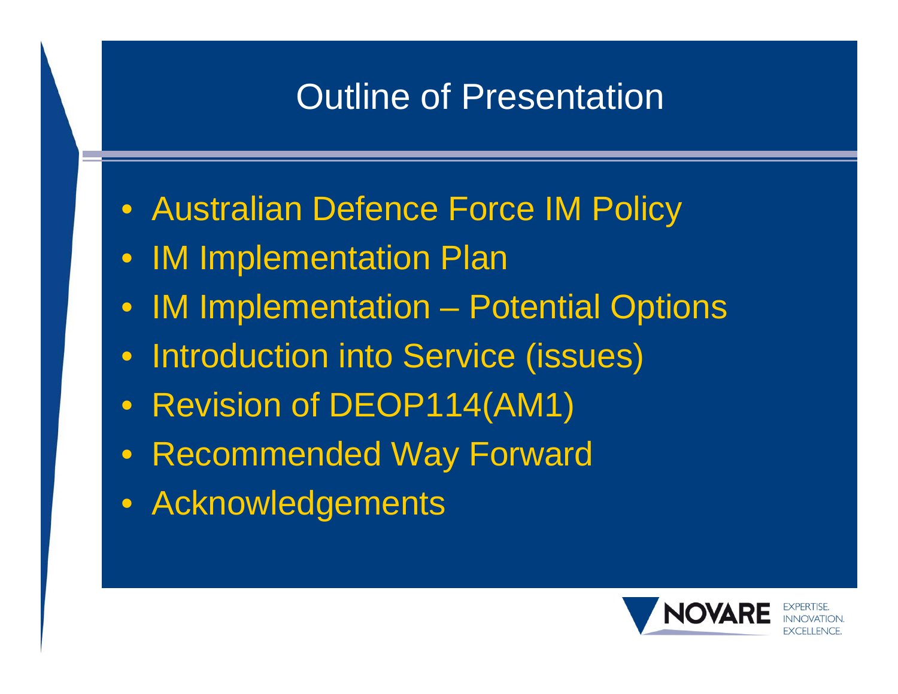# Outline of Presentation

- Australian Defence Force IM Policy
- IM Implementation Plan
- IM Implementation – Potential Options
- Introduction into Service (issues)
- Revision of DEOP114(AM1)
- Recommended Way Forward
- Acknowledgements

NOVARE EXPERTISE. INNOVATION. EXCELLENCE.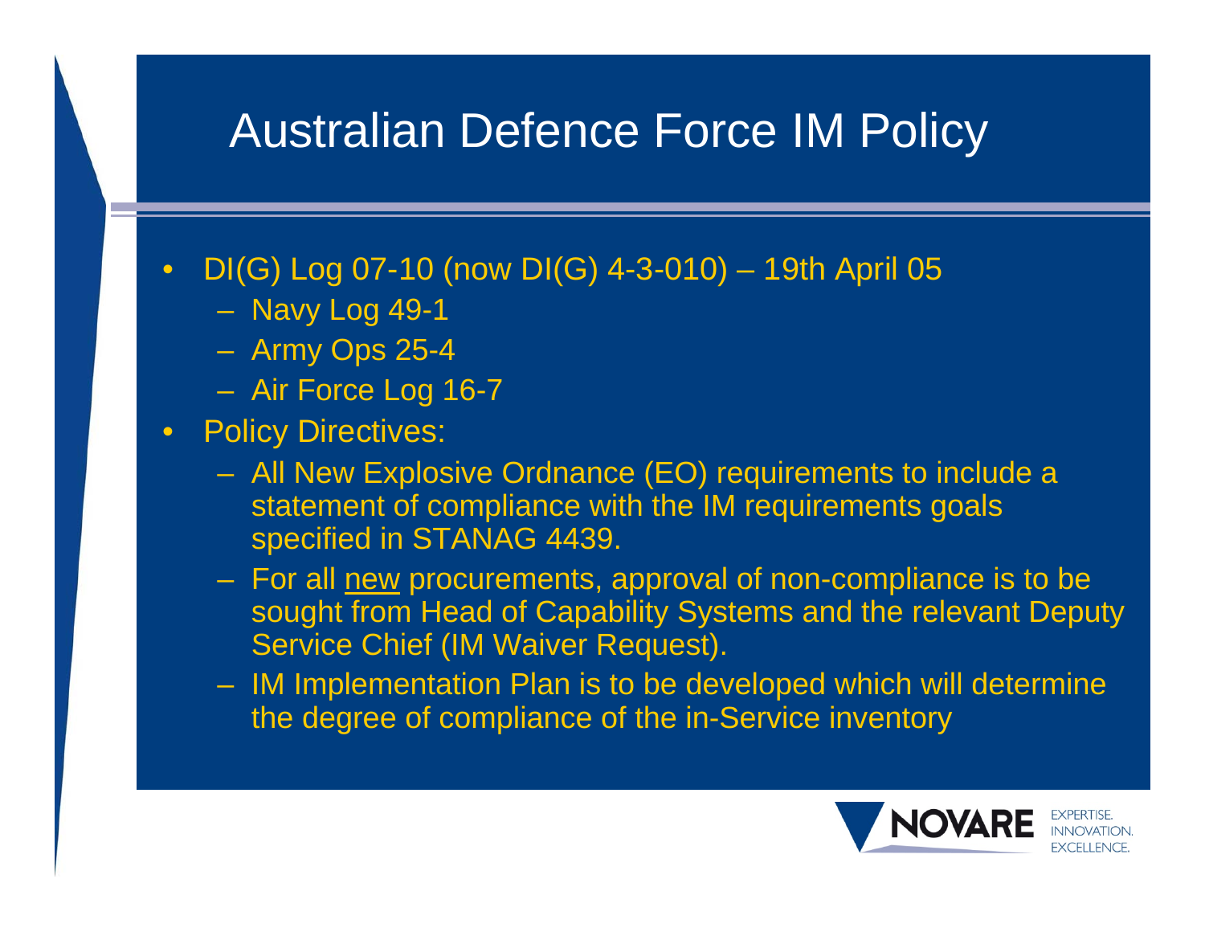# Australian Defence Force IM Policy

- DI(G) Log 07-10 (now DI(G) 4-3-010) – 19th April 05
  - Navy Log 49-1
  - Army Ops 25-4
  - Air Force Log 16-7
- Policy Directives:
  - All New Explosive Ordnance (EO) requirements to include a statement of compliance with the IM requirements goals specified in STANAG 4439.
  - For all new procurements, approval of non-compliance is to be sought from Head of Capability Systems and the relevant Deputy Service Chief (IM Waiver Request).
  - IM Implementation Plan is to be developed which will determine the degree of compliance of the in-Service inventory

NOVARE EXPERTISE. INNOVATION. EXCELLENCE.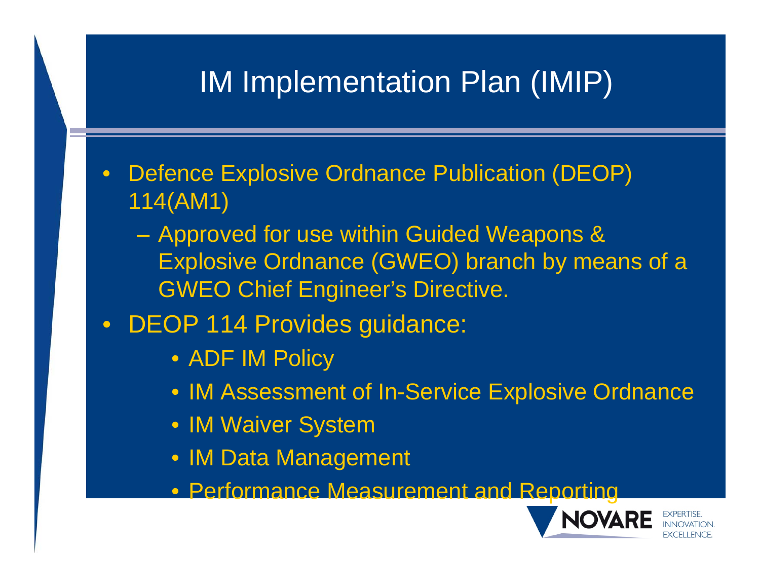# IM Implementation Plan (IMIP)

- Defence Explosive Ordnance Publication (DEOP) 114(AM1)
  - Approved for use within Guided Weapons & Explosive Ordnance (GWEO) branch by means of a GWEO Chief Engineer's Directive.
- DEOP 114 Provides guidance:
  - ADF IM Policy
  - IM Assessment of In-Service Explosive Ordnance
  - IM Waiver System
  - IM Data Management
  - Performance Measurement and Reporting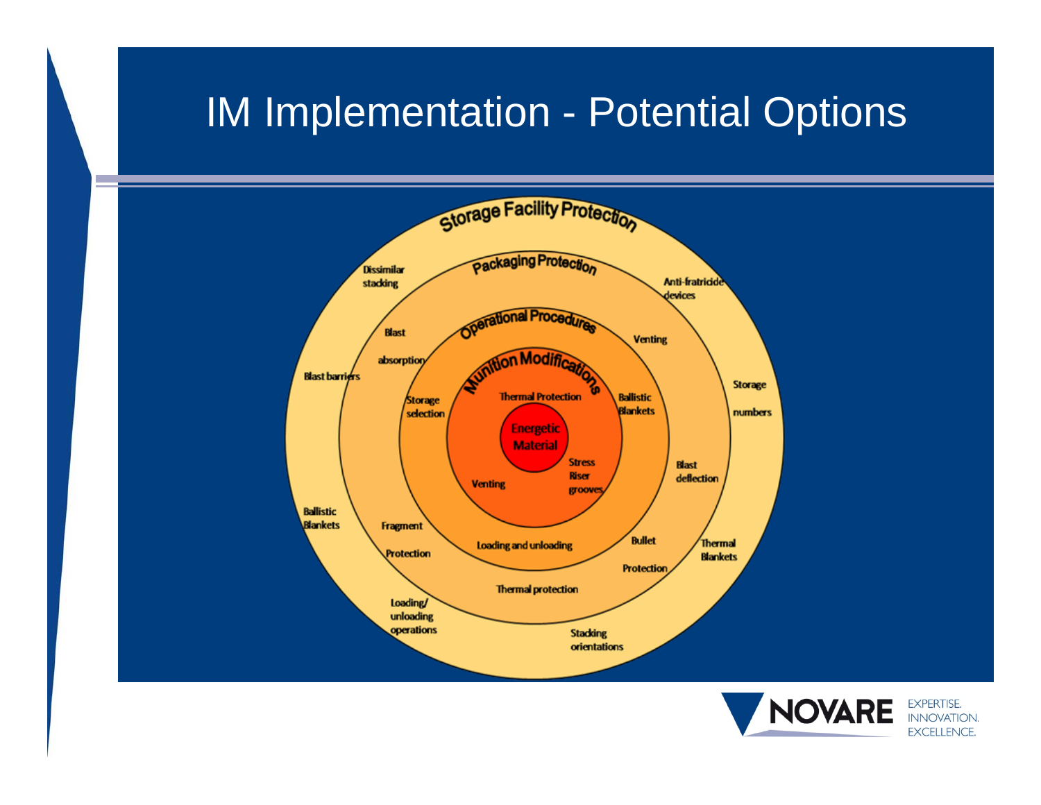# IM Implementation - Potential Options

**Storage Facility Protection**
- Dissimilar stacking
- Anti-fratricide devices
- Blast barriers
- Storage numbers
- Ballistic Blankets
- Thermal Blankets
- Loading/ unloading operations
- Stacking orientations

**Packaging Protection**
- Blast absorption
- Venting
- Blast deflection
- Fragment Protection
- Bullet Protection
- Thermal protection

**Operational Procedures**
- Storage selection
- Ballistic Blankets
- Loading and unloading

**Munition Modifications**
- Thermal Protection
- Venting
- Stress Riser grooves

**Energetic Material**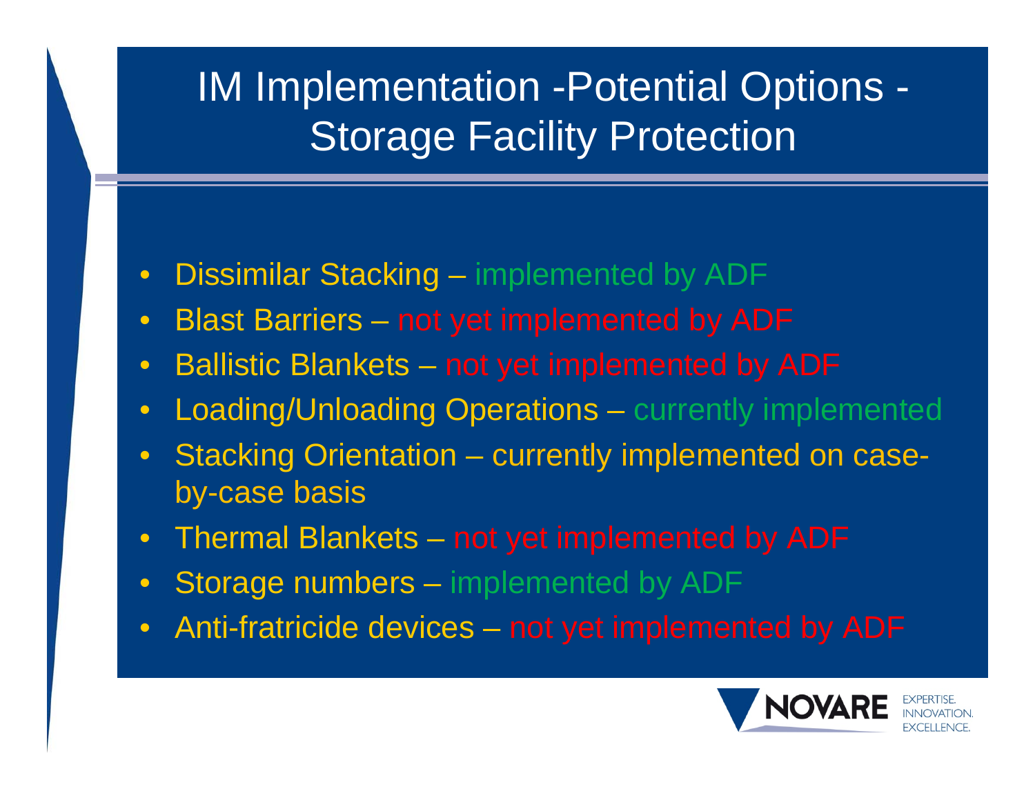# IM Implementation -Potential Options - Storage Facility Protection

- Dissimilar Stacking – implemented by ADF
- Blast Barriers – not yet implemented by ADF
- Ballistic Blankets – not yet implemented by ADF
- Loading/Unloading Operations – currently implemented
- Stacking Orientation – currently implemented on case-by-case basis
- Thermal Blankets – not yet implemented by ADF
- Storage numbers – implemented by ADF
- Anti-fratricide devices – not yet implemented by ADF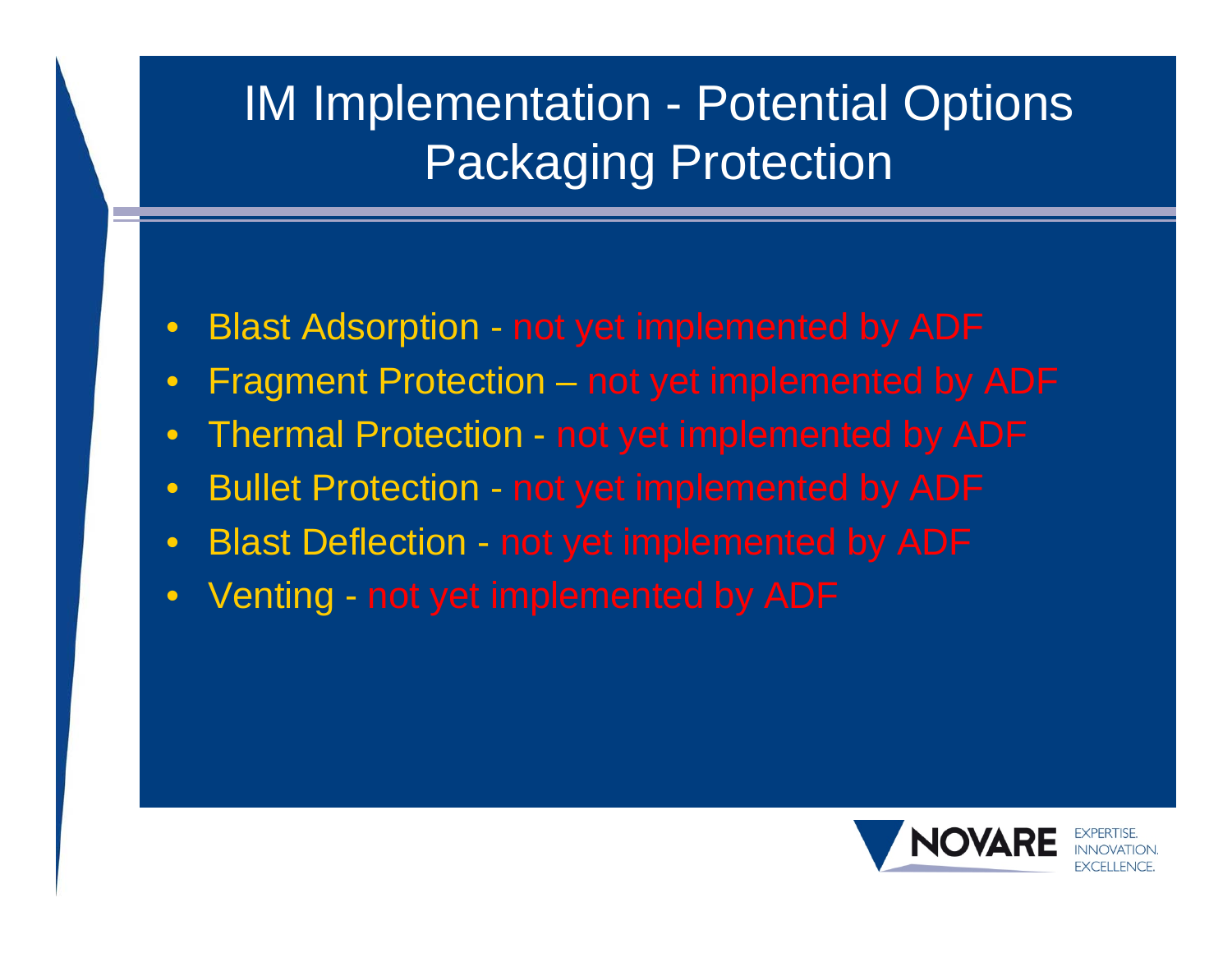# IM Implementation - Potential Options Packaging Protection

- Blast Adsorption - not yet implemented by ADF
- Fragment Protection – not yet implemented by ADF
- Thermal Protection - not yet implemented by ADF
- Bullet Protection - not yet implemented by ADF
- Blast Deflection - not yet implemented by ADF
- Venting - not yet implemented by ADF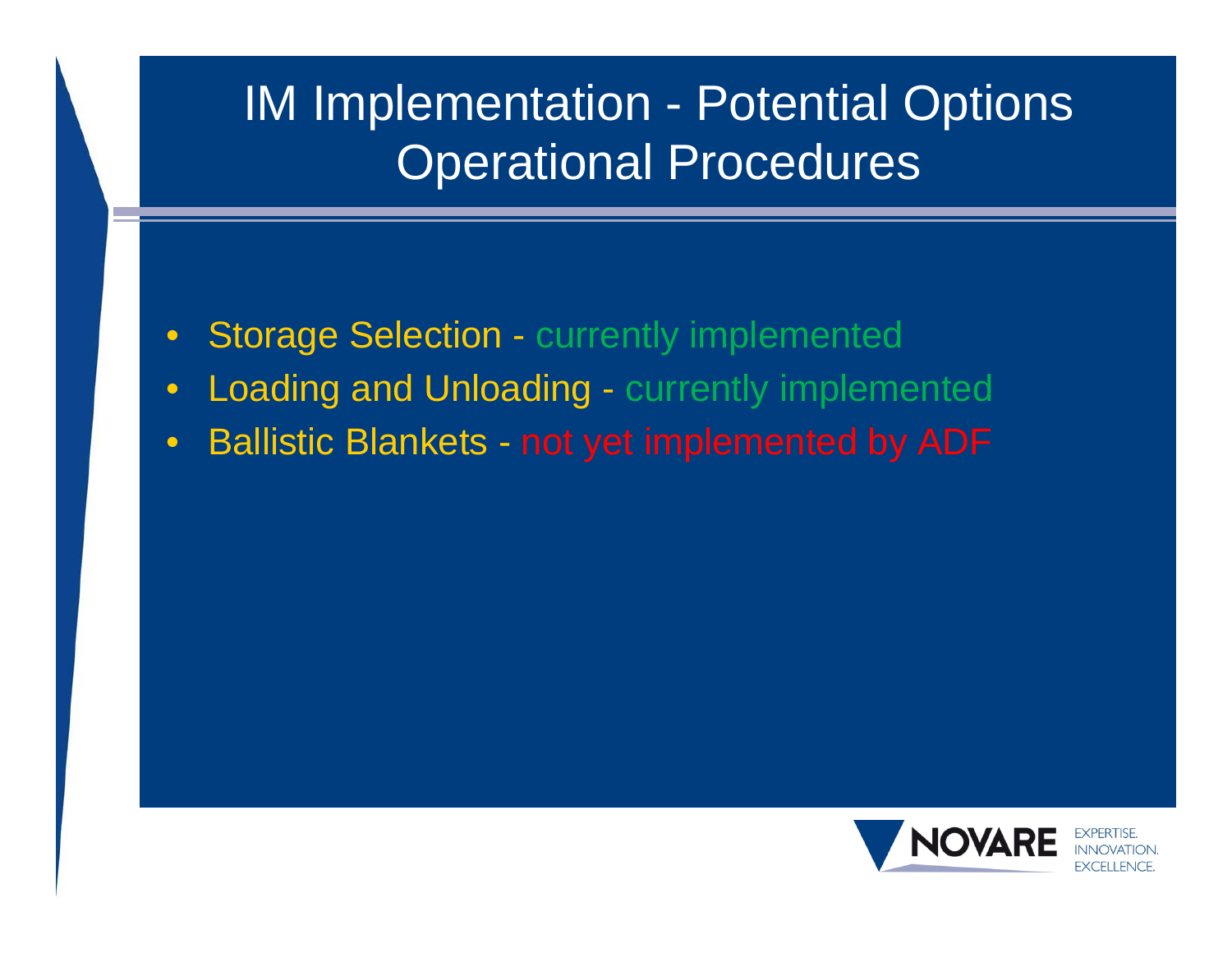# IM Implementation - Potential Options Operational Procedures

- Storage Selection - currently implemented
- Loading and Unloading - currently implemented
- Ballistic Blankets - not yet implemented by ADF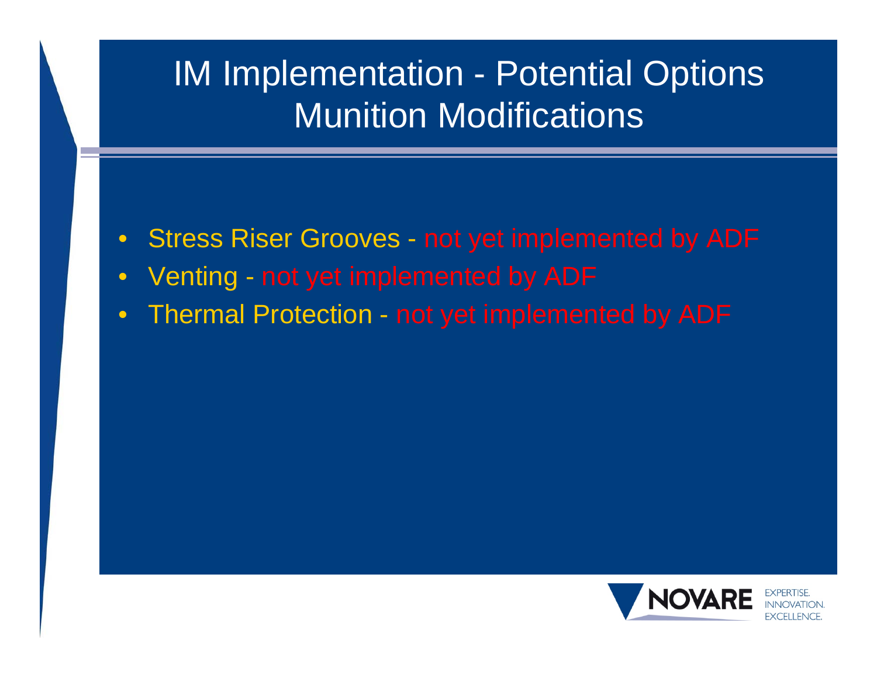# IM Implementation - Potential Options Munition Modifications

- Stress Riser Grooves - not yet implemented by ADF
- Venting - not yet implemented by ADF
- Thermal Protection - not yet implemented by ADF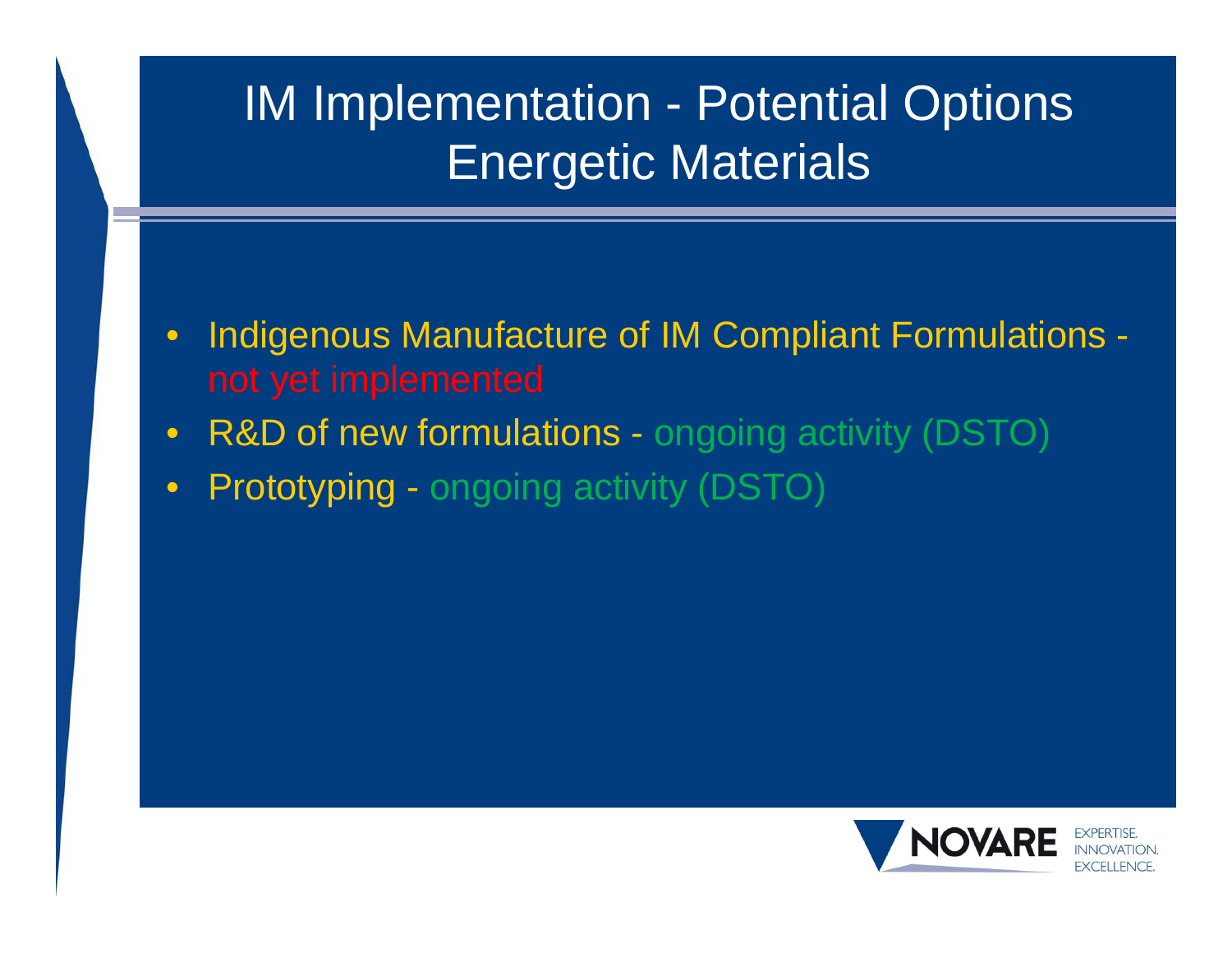# IM Implementation - Potential Options Energetic Materials

- Indigenous Manufacture of IM Compliant Formulations - not yet implemented
- R&D of new formulations - ongoing activity (DSTO)
- Prototyping - ongoing activity (DSTO)

NOVARE EXPERTISE. INNOVATION. EXCELLENCE.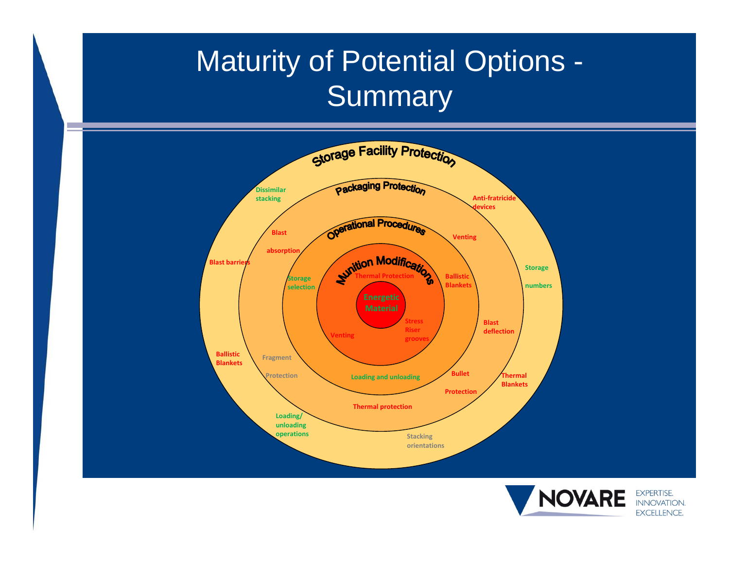# Maturity of Potential Options - Summary

**Storage Facility Protection**

- Dissimilar stacking
- Anti-fratricide devices
- Blast barriers
- Storage numbers
- Ballistic Blankets
- Thermal Blankets
- Loading/ unloading operations
- Stacking orientations

**Packaging Protection**

- Blast absorption
- Venting
- Blast deflection
- Fragment Protection
- Bullet Protection
- Thermal protection

**Operational Procedures**

- Storage selection
- Ballistic Blankets
- Loading and unloading

**Munition Modifications**

- Thermal Protection
- Venting
- Stress Riser grooves

**Energetic Material**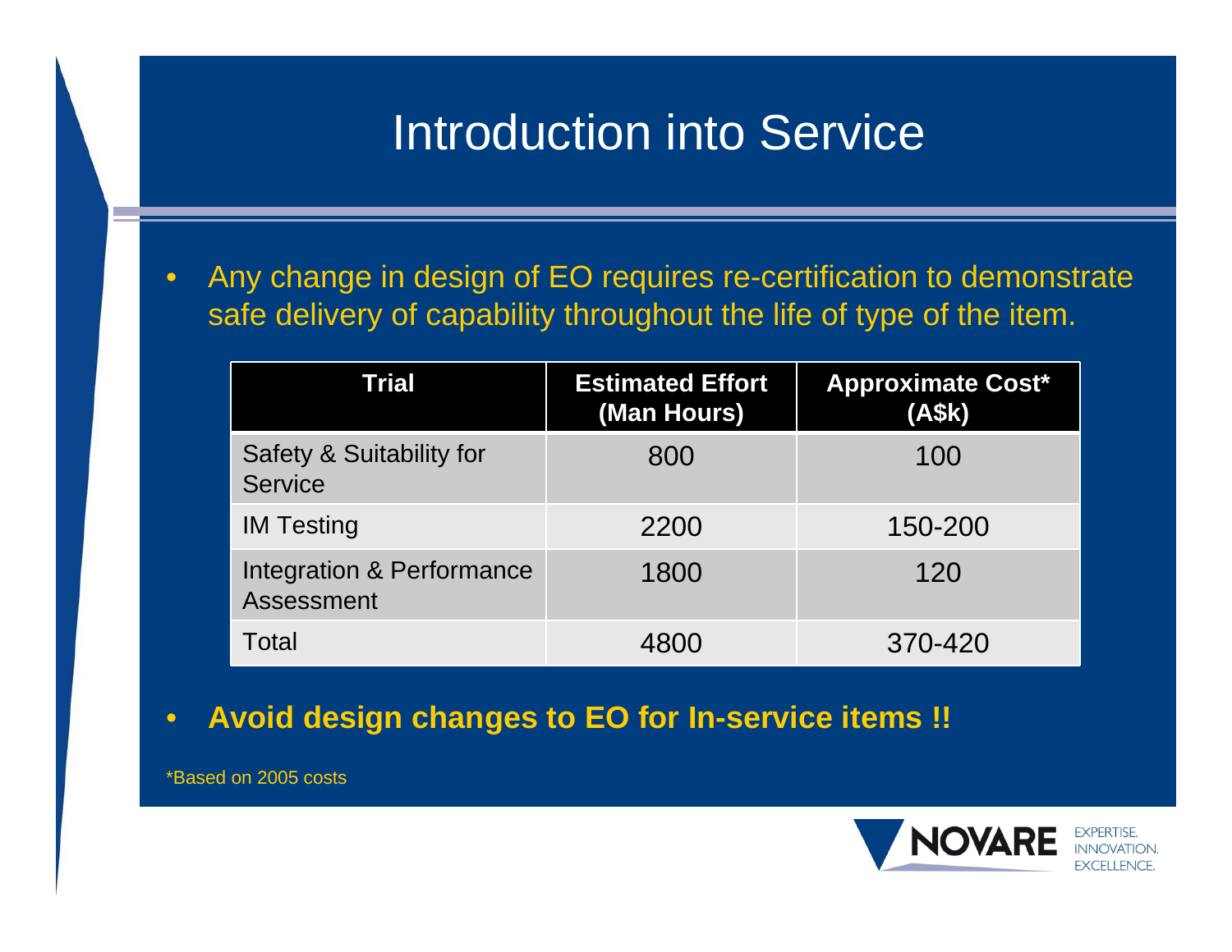# Introduction into Service

- Any change in design of EO requires re-certification to demonstrate safe delivery of capability throughout the life of type of the item.

| Trial | Estimated Effort (Man Hours) | Approximate Cost* (A$k) |
|---|---|---|
| Safety & Suitability for Service | 800 | 100 |
| IM Testing | 2200 | 150-200 |
| Integration & Performance Assessment | 1800 | 120 |
| Total | 4800 | 370-420 |

- **Avoid design changes to EO for In-service items !!**

*Based on 2005 costs

NOVARE EXPERTISE. INNOVATION. EXCELLENCE.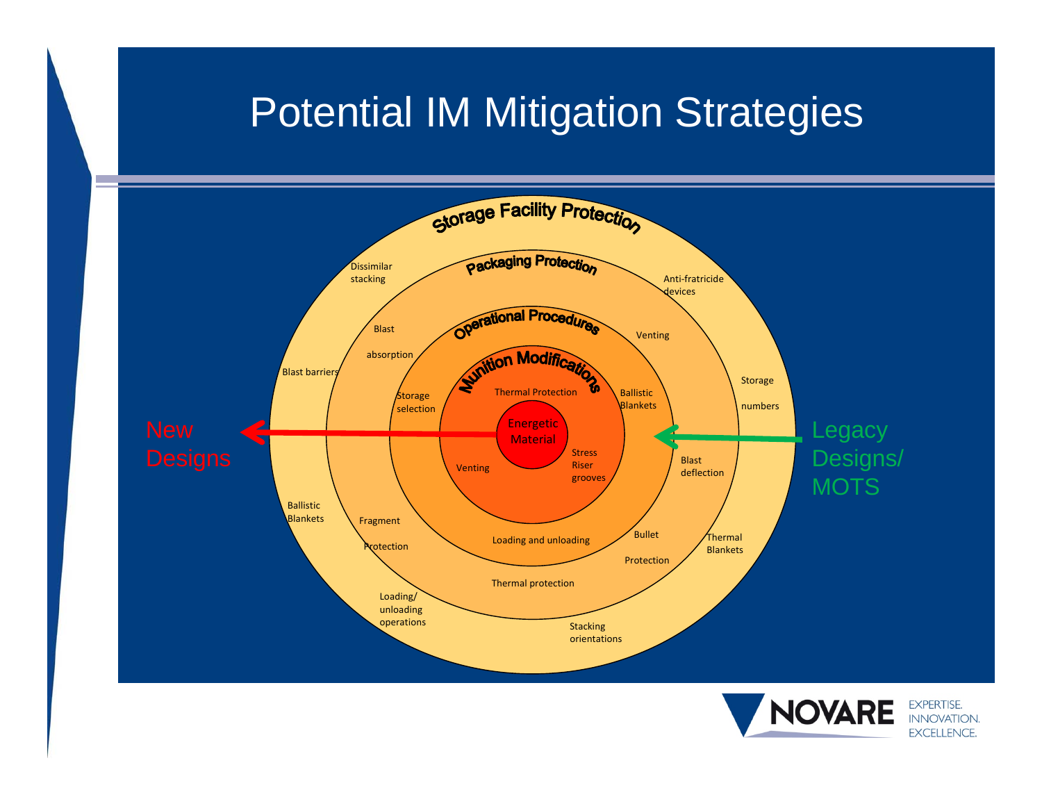# Potential IM Mitigation Strategies

**Storage Facility Protection**

- Dissimilar stacking
- Anti-fratricide devices
- Blast barriers
- Storage numbers
- Ballistic Blankets
- Thermal Blankets
- Loading/ unloading operations
- Stacking orientations

**Packaging Protection**

- Blast absorption
- Venting
- Blast deflection
- Fragment Protection
- Bullet Protection
- Thermal protection

**Operational Procedures**

- Storage selection
- Ballistic Blankets
- Loading and unloading

**Munition Modifications**

- Thermal Protection
- Venting
- Stress Riser grooves

**Energetic Material**

New Designs ← → Legacy Designs/ MOTS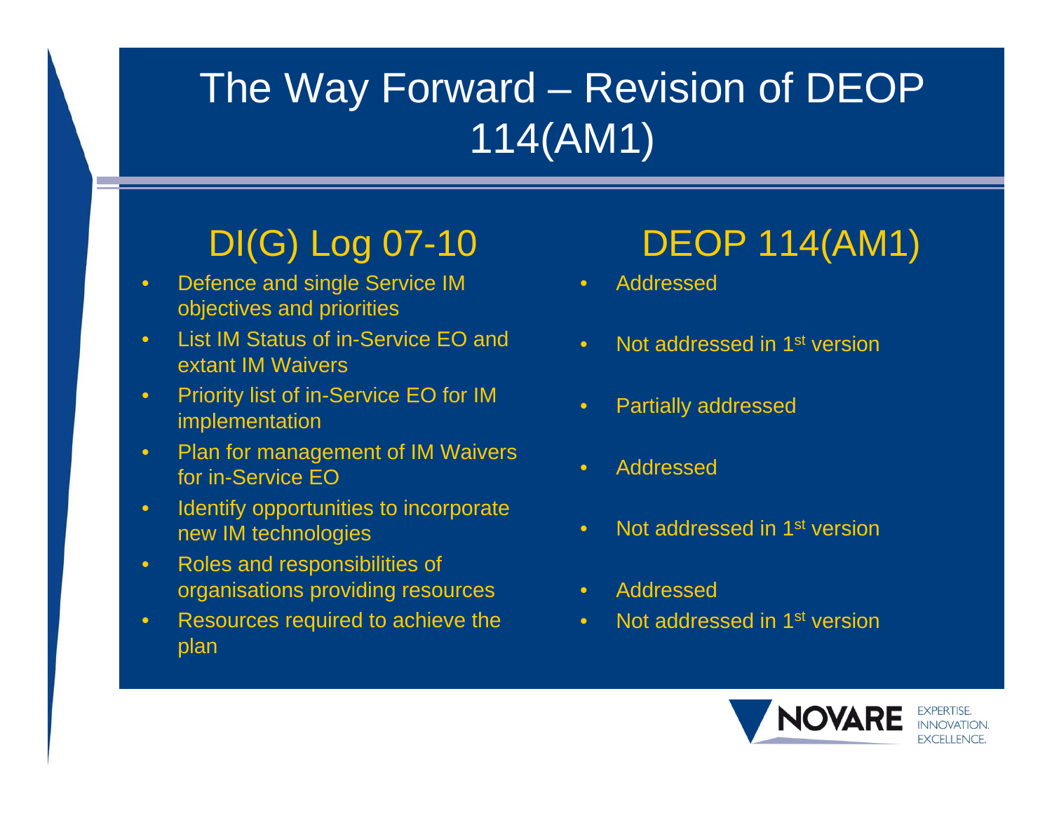# The Way Forward – Revision of DEOP 114(AM1)

| DI(G) Log 07-10 | DEOP 114(AM1) |
| --- | --- |
| Defence and single Service IM objectives and priorities | Addressed |
| List IM Status of in-Service EO and extant IM Waivers | Not addressed in 1st version |
| Priority list of in-Service EO for IM implementation | Partially addressed |
| Plan for management of IM Waivers for in-Service EO | Addressed |
| Identify opportunities to incorporate new IM technologies | Not addressed in 1st version |
| Roles and responsibilities of organisations providing resources | Addressed |
| Resources required to achieve the plan | Not addressed in 1st version |

NOVARE EXPERTISE. INNOVATION. EXCELLENCE.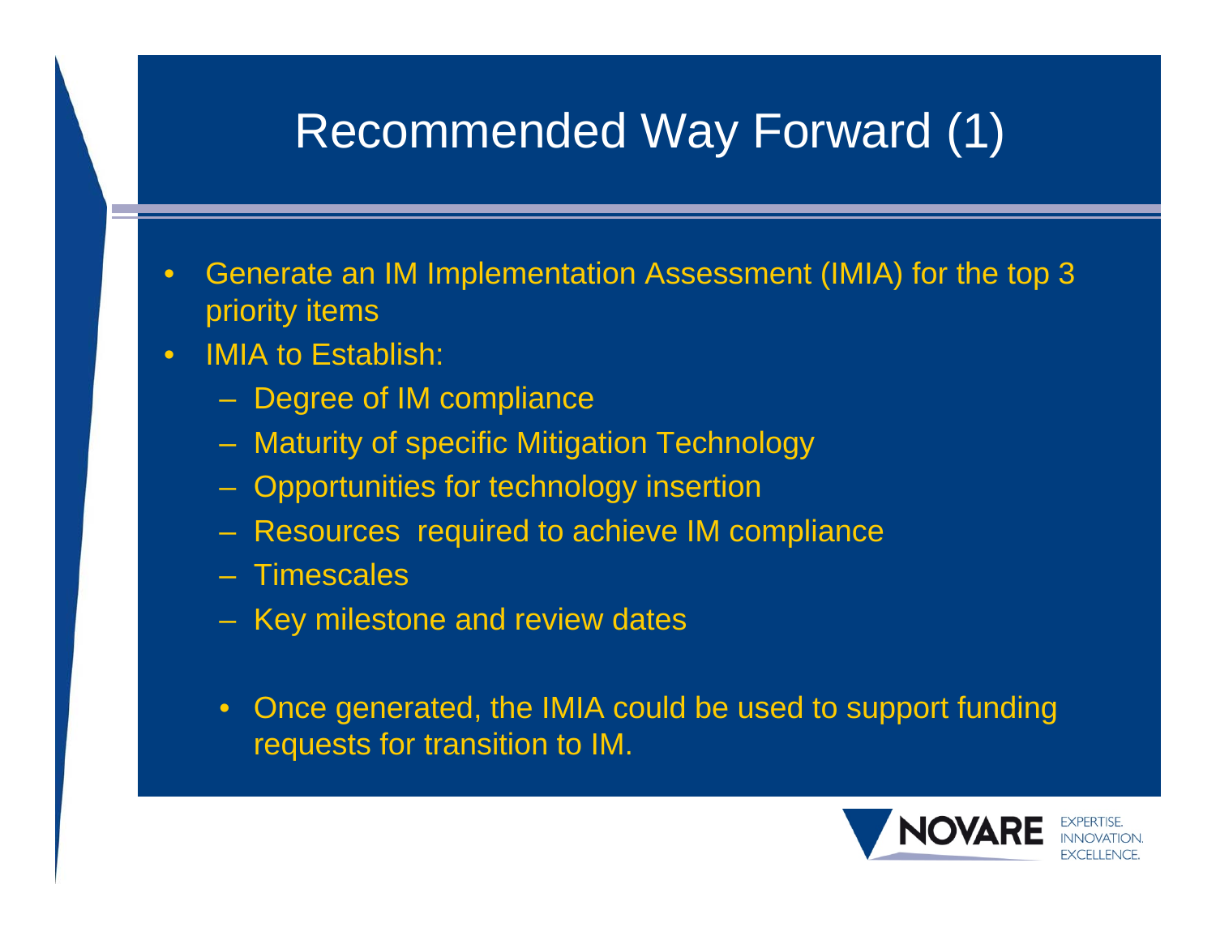# Recommended Way Forward (1)

- Generate an IM Implementation Assessment (IMIA) for the top 3 priority items
- IMIA to Establish:
  - Degree of IM compliance
  - Maturity of specific Mitigation Technology
  - Opportunities for technology insertion
  - Resources required to achieve IM compliance
  - Timescales
  - Key milestone and review dates

  - Once generated, the IMIA could be used to support funding requests for transition to IM.

NOVARE EXPERTISE. INNOVATION. EXCELLENCE.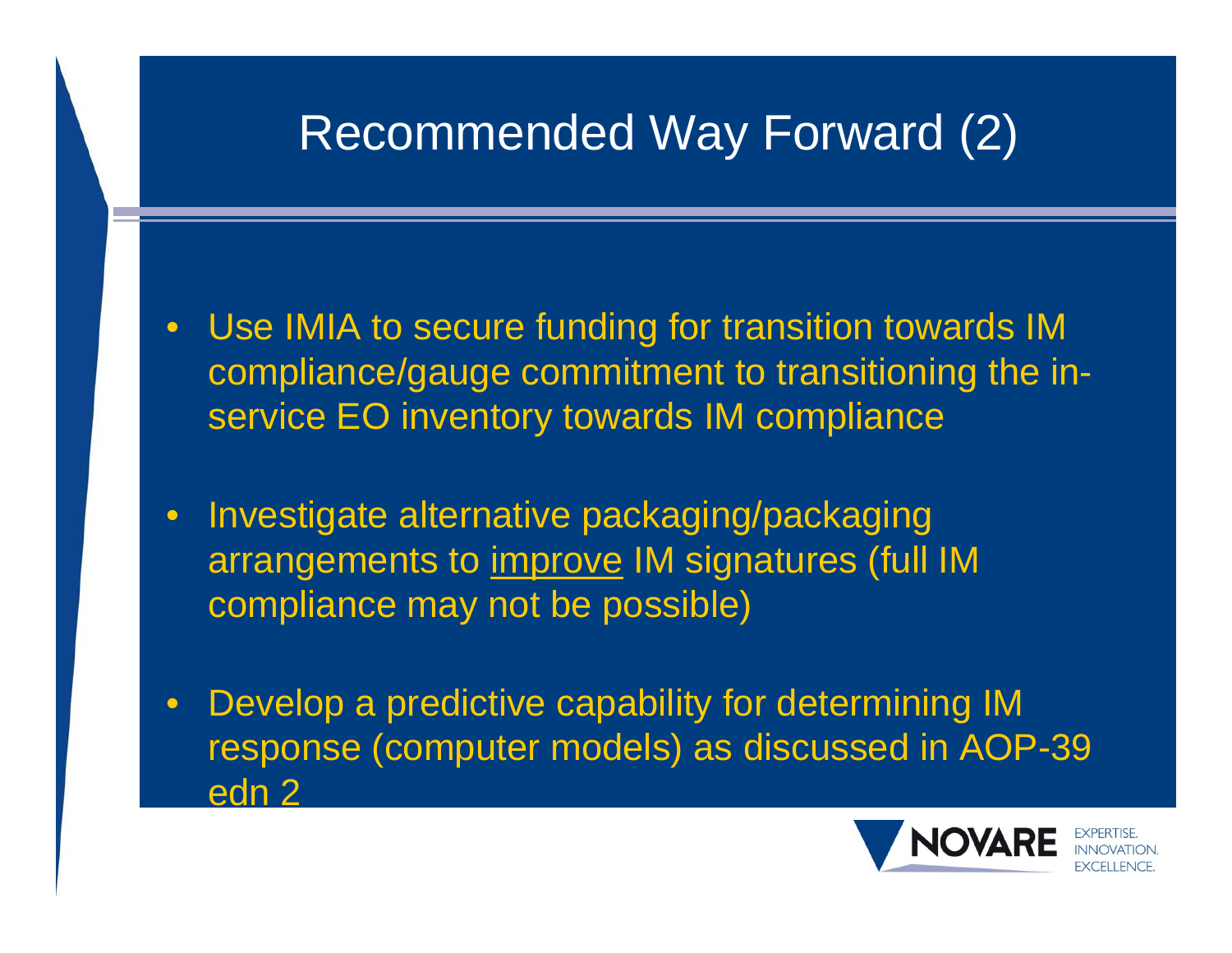# Recommended Way Forward (2)

- Use IMIA to secure funding for transition towards IM compliance/gauge commitment to transitioning the in-service EO inventory towards IM compliance
- Investigate alternative packaging/packaging arrangements to improve IM signatures (full IM compliance may not be possible)
- Develop a predictive capability for determining IM response (computer models) as discussed in AOP-39 edn 2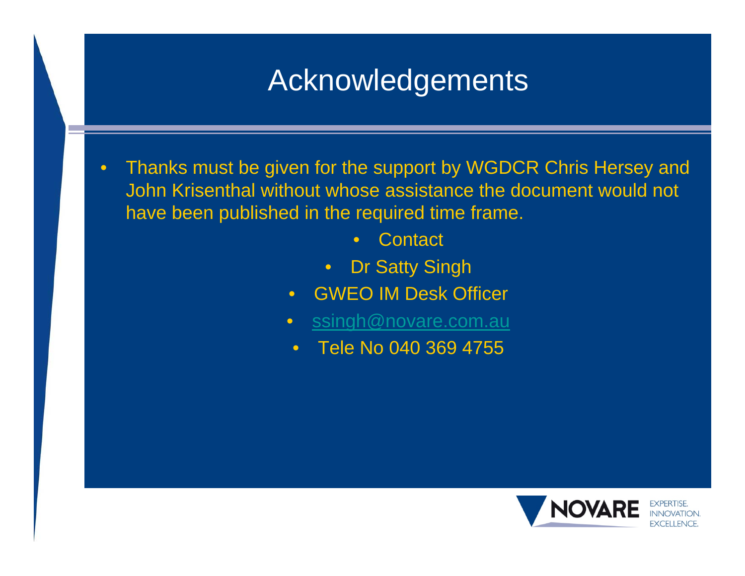# Acknowledgements

- Thanks must be given for the support by WGDCR Chris Hersey and John Krisenthal without whose assistance the document would not have been published in the required time frame.

- Contact
- Dr Satty Singh
- GWEO IM Desk Officer
- ssingh@novare.com.au
- Tele No 040 369 4755

NOVARE EXPERTISE. INNOVATION. EXCELLENCE.